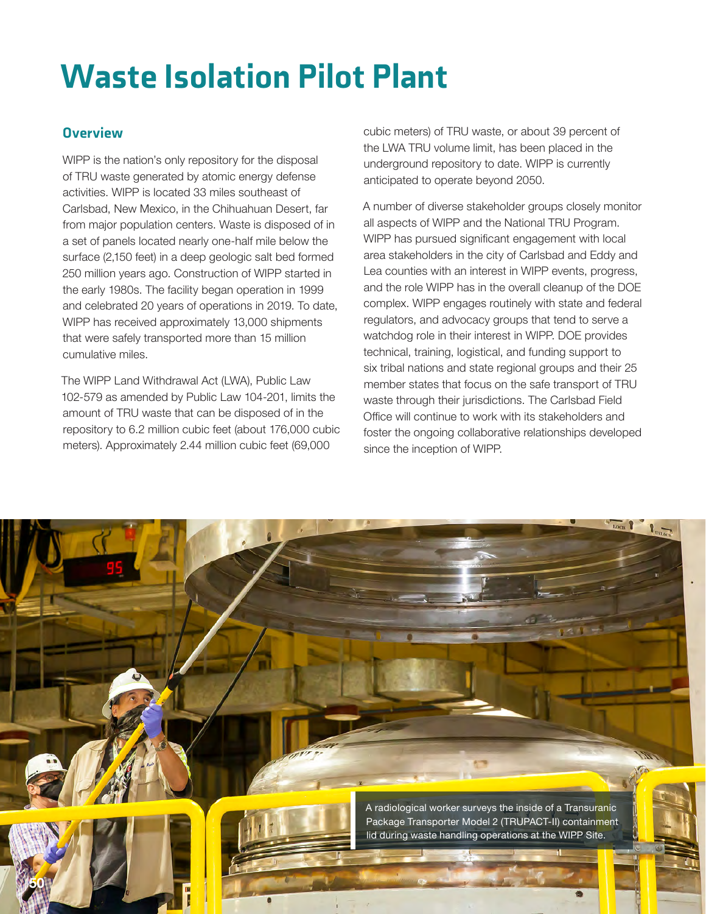# Waste Isolation Pilot Plant

## Overview

WIPP is the nation's only repository for the disposal of TRU waste generated by atomic energy defense activities. WIPP is located 33 miles southeast of Carlsbad, New Mexico, in the Chihuahuan Desert, far from major population centers. Waste is disposed of in a set of panels located nearly one-half mile below the surface (2,150 feet) in a deep geologic salt bed formed 250 million years ago. Construction of WIPP started in the early 1980s. The facility began operation in 1999 and celebrated 20 years of operations in 2019. To date, WIPP has received approximately 13,000 shipments that were safely transported more than 15 million cumulative miles.

The WIPP Land Withdrawal Act (LWA), Public Law 102-579 as amended by Public Law 104-201, limits the amount of TRU waste that can be disposed of in the repository to 6.2 million cubic feet (about 176,000 cubic meters). Approximately 2.44 million cubic feet (69,000 cubic meters) of TRU waste, or about 39 percent of the LWA TRU volume limit, has been placed in the underground repository to date. WIPP is currently anticipated to operate beyond 2050.

A number of diverse stakeholder groups closely monitor all aspects of WIPP and the National TRU Program. WIPP has pursued significant engagement with local area stakeholders in the city of Carlsbad and Eddy and Lea counties with an interest in WIPP events, progress, and the role WIPP has in the overall cleanup of the DOE complex. WIPP engages routinely with state and federal regulators, and advocacy groups that tend to serve a watchdog role in their interest in WIPP. DOE provides technical, training, logistical, and funding support to six tribal nations and state regional groups and their 25 member states that focus on the safe transport of TRU waste through their jurisdictions. The Carlsbad Field Office will continue to work with its stakeholders and foster the ongoing collaborative relationships developed since the inception of WIPP.

A radiological worker surveys the inside of a Transuranic Package Transporter Model 2 (TRUPACT-II) containment lid during waste handling operations at the WIPP Site.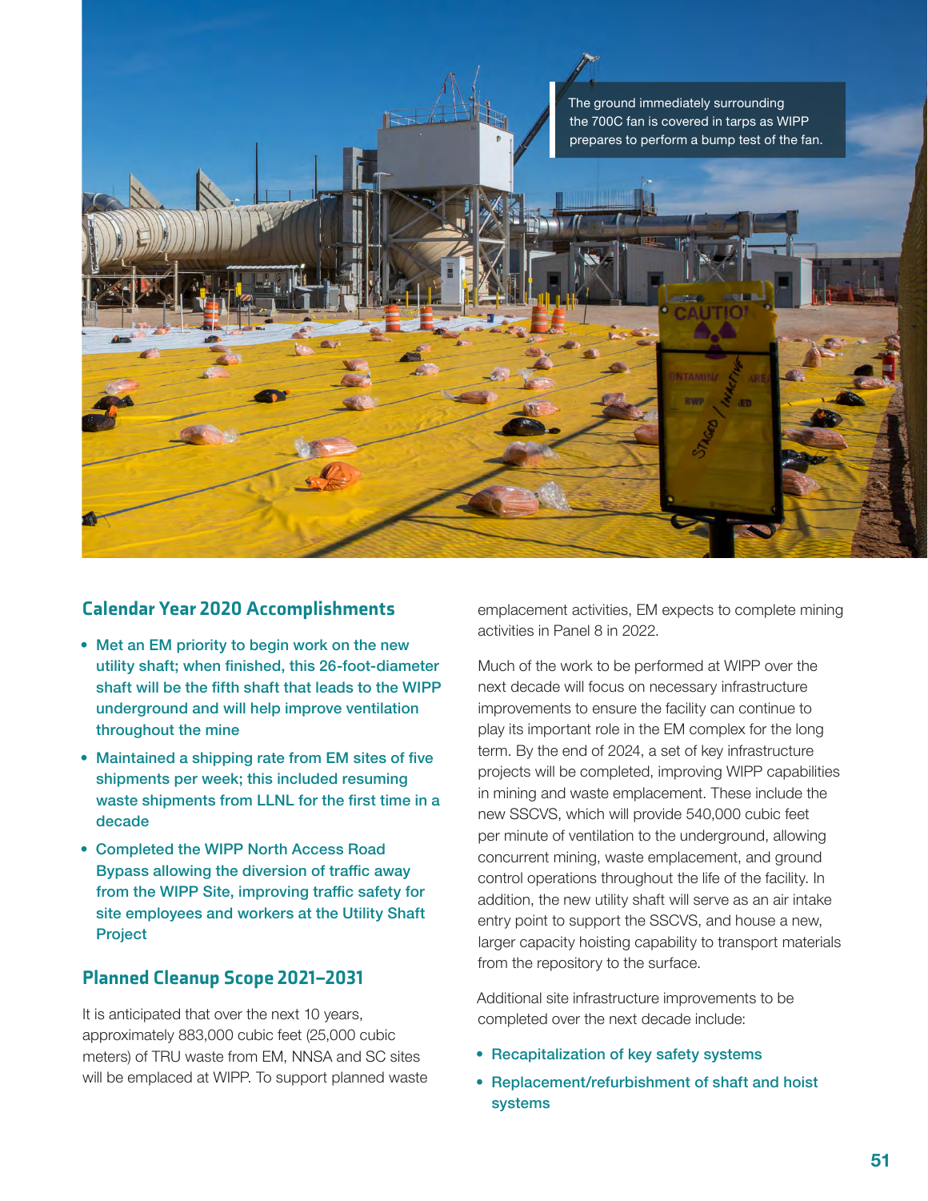The ground immediately surrounding the 700C fan is covered in tarps as WIPP prepares to perform a bump test of the fan.

## Calendar Year 2020 Accomplishments

- Met an EM priority to begin work on the new utility shaft; when finished, this 26-foot-diameter shaft will be the fifth shaft that leads to the WIPP underground and will help improve ventilation throughout the mine
- Maintained a shipping rate from EM sites of five shipments per week; this included resuming waste shipments from LLNL for the first time in a decade
- Completed the WIPP North Access Road Bypass allowing the diversion of traffic away from the WIPP Site, improving traffic safety for site employees and workers at the Utility Shaft Project

## Planned Cleanup Scope 2021–2031

It is anticipated that over the next 10 years, approximately 883,000 cubic feet (25,000 cubic meters) of TRU waste from EM, NNSA and SC sites will be emplaced at WIPP. To support planned waste emplacement activities, EM expects to complete mining activities in Panel 8 in 2022.

Much of the work to be performed at WIPP over the next decade will focus on necessary infrastructure improvements to ensure the facility can continue to play its important role in the EM complex for the long term. By the end of 2024, a set of key infrastructure projects will be completed, improving WIPP capabilities in mining and waste emplacement. These include the new SSCVS, which will provide 540,000 cubic feet per minute of ventilation to the underground, allowing concurrent mining, waste emplacement, and ground control operations throughout the life of the facility. In addition, the new utility shaft will serve as an air intake entry point to support the SSCVS, and house a new, larger capacity hoisting capability to transport materials from the repository to the surface.

Additional site infrastructure improvements to be completed over the next decade include:

- Recapitalization of key safety systems
- Replacement/refurbishment of shaft and hoist systems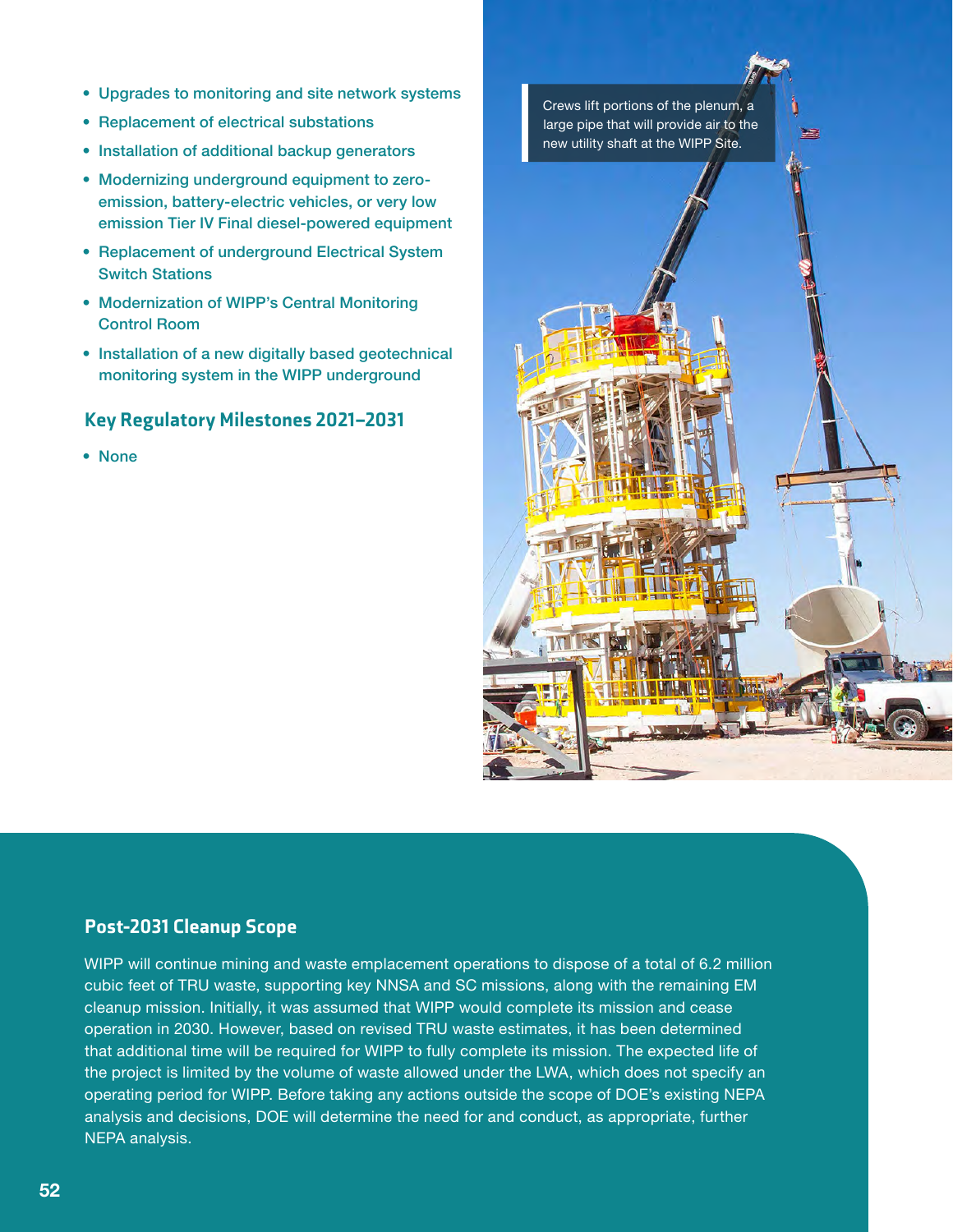- Upgrades to monitoring and site network systems
- Replacement of electrical substations
- Installation of additional backup generators
- Modernizing underground equipment to zero-emission, battery-electric vehicles, or very low emission Tier IV Final diesel-powered equipment
- Replacement of underground Electrical System Switch Stations
- Modernization of WIPP's Central Monitoring Control Room
- Installation of a new digitally based geotechnical monitoring system in the WIPP underground

## Key Regulatory Milestones 2021–2031

- None

Crews lift portions of the plenum, a large pipe that will provide air to the new utility shaft at the WIPP Site.

## Post-2031 Cleanup Scope

WIPP will continue mining and waste emplacement operations to dispose of a total of 6.2 million cubic feet of TRU waste, supporting key NNSA and SC missions, along with the remaining EM cleanup mission. Initially, it was assumed that WIPP would complete its mission and cease operation in 2030. However, based on revised TRU waste estimates, it has been determined that additional time will be required for WIPP to fully complete its mission. The expected life of the project is limited by the volume of waste allowed under the LWA, which does not specify an operating period for WIPP. Before taking any actions outside the scope of DOE's existing NEPA analysis and decisions, DOE will determine the need for and conduct, as appropriate, further NEPA analysis.